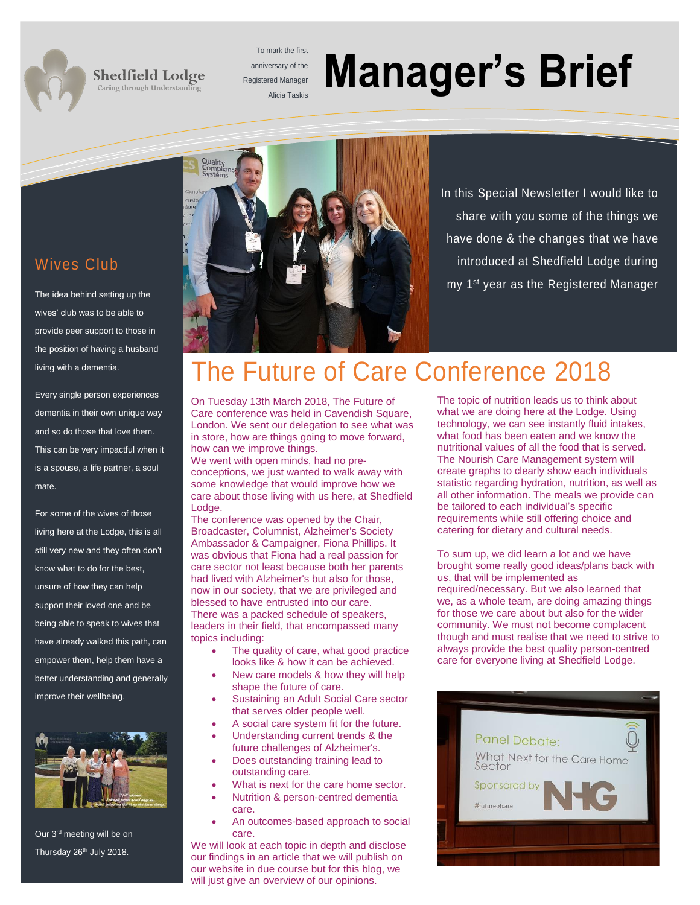Shedfield Lodge
Caring through Understanding

To mark the first anniversary of the Registered Manager Alicia Taskis

# Manager's Brief

In this Special Newsletter I would like to share with you some of the things we have done & the changes that we have introduced at Shedfield Lodge during my 1st year as the Registered Manager

## Wives Club

The idea behind setting up the wives' club was to be able to provide peer support to those in the position of having a husband living with a dementia.

Every single person experiences dementia in their own unique way and so do those that love them. This can be very impactful when it is a spouse, a life partner, a soul mate.

For some of the wives of those living here at the Lodge, this is all still very new and they often don't know what to do for the best, unsure of how they can help support their loved one and be being able to speak to wives that have already walked this path, can empower them, help them have a better understanding and generally improve their wellbeing.

Our 3rd meeting will be on Thursday 26th July 2018.

## The Future of Care Conference 2018

On Tuesday 13th March 2018, The Future of Care conference was held in Cavendish Square, London. We sent our delegation to see what was in store, how are things going to move forward, how can we improve things.

We went with open minds, had no pre-conceptions, we just wanted to walk away with some knowledge that would improve how we care about those living with us here, at Shedfield Lodge.

The conference was opened by the Chair, Broadcaster, Columnist, Alzheimer's Society Ambassador & Campaigner, Fiona Phillips. It was obvious that Fiona had a real passion for care sector not least because both her parents had lived with Alzheimer's but also for those, now in our society, that we are privileged and blessed to have entrusted into our care.

There was a packed schedule of speakers, leaders in their field, that encompassed many topics including:

- The quality of care, what good practice looks like & how it can be achieved.
- New care models & how they will help shape the future of care.
- Sustaining an Adult Social Care sector that serves older people well.
- A social care system fit for the future.
- Understanding current trends & the future challenges of Alzheimer's.
- Does outstanding training lead to outstanding care.
- What is next for the care home sector.
- Nutrition & person-centred dementia care.
- An outcomes-based approach to social care.

We will look at each topic in depth and disclose our findings in an article that we will publish on our website in due course but for this blog, we will just give an overview of our opinions.

The topic of nutrition leads us to think about what we are doing here at the Lodge. Using technology, we can see instantly fluid intakes, what food has been eaten and we know the nutritional values of all the food that is served. The Nourish Care Management system will create graphs to clearly show each individuals statistic regarding hydration, nutrition, as well as all other information. The meals we provide can be tailored to each individual's specific requirements while still offering choice and catering for dietary and cultural needs.

To sum up, we did learn a lot and we have brought some really good ideas/plans back with us, that will be implemented as required/necessary. But we also learned that we, as a whole team, are doing amazing things for those we care about but also for the wider community. We must not become complacent though and must realise that we need to strive to always provide the best quality person-centred care for everyone living at Shedfield Lodge.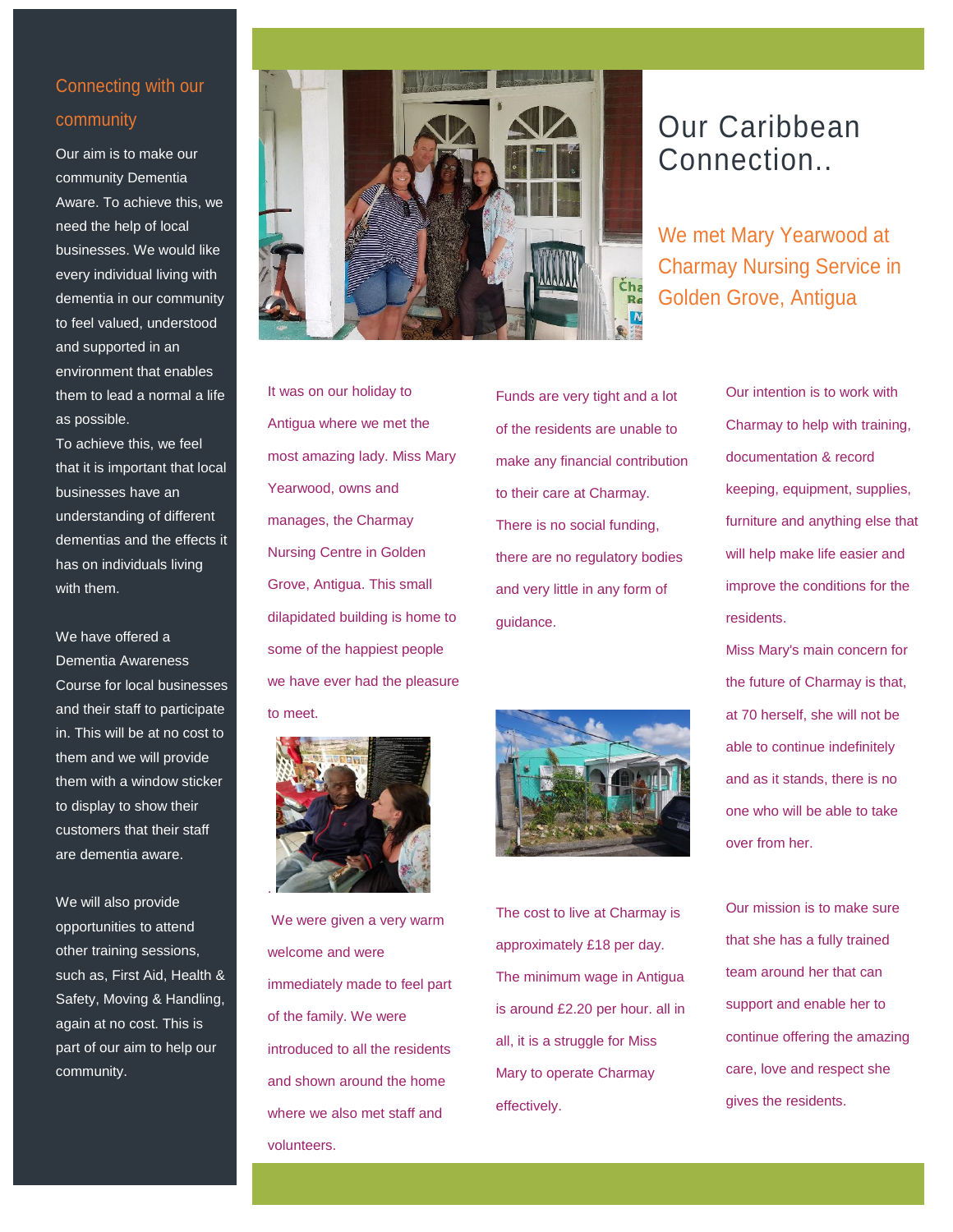## Connecting with our community

Our aim is to make our community Dementia Aware. To achieve this, we need the help of local businesses. We would like every individual living with dementia in our community to feel valued, understood and supported in an environment that enables them to lead a normal a life as possible.

To achieve this, we feel that it is important that local businesses have an understanding of different dementias and the effects it has on individuals living with them.

We have offered a Dementia Awareness Course for local businesses and their staff to participate in. This will be at no cost to them and we will provide them with a window sticker to display to show their customers that their staff are dementia aware.

We will also provide opportunities to attend other training sessions, such as, First Aid, Health & Safety, Moving & Handling, again at no cost. This is part of our aim to help our community.

# Our Caribbean Connection..

## We met Mary Yearwood at Charmay Nursing Service in Golden Grove, Antigua

It was on our holiday to Antigua where we met the most amazing lady. Miss Mary Yearwood, owns and manages, the Charmay Nursing Centre in Golden Grove, Antigua. This small dilapidated building is home to some of the happiest people we have ever had the pleasure to meet.

We were given a very warm welcome and were immediately made to feel part of the family. We were introduced to all the residents and shown around the home where we also met staff and volunteers.

Funds are very tight and a lot of the residents are unable to make any financial contribution to their care at Charmay. There is no social funding, there are no regulatory bodies and very little in any form of guidance.

The cost to live at Charmay is approximately £18 per day. The minimum wage in Antigua is around £2.20 per hour. all in all, it is a struggle for Miss Mary to operate Charmay effectively.

Our intention is to work with Charmay to help with training, documentation & record keeping, equipment, supplies, furniture and anything else that will help make life easier and improve the conditions for the residents.

Miss Mary's main concern for the future of Charmay is that, at 70 herself, she will not be able to continue indefinitely and as it stands, there is no one who will be able to take over from her.

Our mission is to make sure that she has a fully trained team around her that can support and enable her to continue offering the amazing care, love and respect she gives the residents.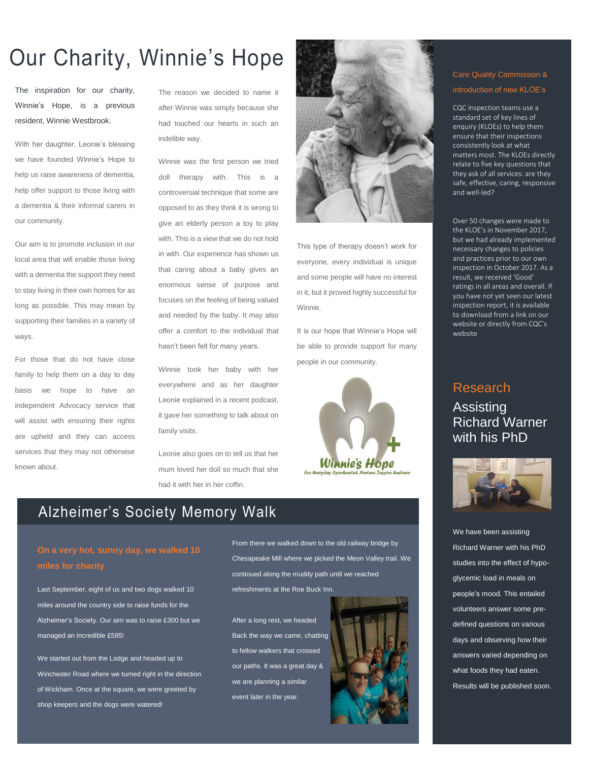# Our Charity, Winnie's Hope

The inspiration for our charity, Winnie's Hope, is a previous resident, Winnie Westbrook.

With her daughter, Leonie's blessing we have founded Winnie's Hope to help us raise awareness of dementia, help offer support to those living with a dementia & their informal carers in our community.

Our aim is to promote inclusion in our local area that will enable those living with a dementia the support they need to stay living in their own homes for as long as possible. This may mean by supporting their families in a variety of ways.

For those that do not have close family to help them on a day to day basis we hope to have an independent Advocacy service that will assist with ensuring their rights are upheld and they can access services that they may not otherwise known about.

The reason we decided to name it after Winnie was simply because she had touched our hearts in such an indelible way.

Winnie was the first person we tried doll therapy with. This is a controversial technique that some are opposed to as they think it is wrong to give an elderly person a toy to play with. This is a view that we do not hold in with. Our experience has shown us that caring about a baby gives an enormous sense of purpose and focuses on the feeling of being valued and needed by the baby. It may also offer a comfort to the individual that hasn't been felt for many years.

Winnie took her baby with her everywhere and as her daughter Leonie explained in a recent podcast, it gave her something to talk about on family visits.

Leonie also goes on to tell us that her mum loved her doll so much that she had it with her in her coffin.

This type of therapy doesn't work for everyone, every individual is unique and some people will have no interest in it, but it proved highly successful for Winnie.

It is our hope that Winnie's Hope will be able to provide support for many people in our community.

Winnie's Hope
Live Everyday Openhearted. Nurture. Inspire. Embrace

## Alzheimer's Society Memory Walk

**On a very hot, sunny day, we walked 10 miles for charity**

Last September, eight of us and two dogs walked 10 miles around the country side to raise funds for the Alzheimer's Society. Our aim was to raise £300 but we managed an incredible £585!

We started out from the Lodge and headed up to Winchester Road where we turned right in the direction of Wickham. Once at the square, we were greeted by shop keepers and the dogs were watered!

From there we walked down to the old railway bridge by Chesapeake Mill where we picked the Meon Valley trail. We continued along the muddy path until we reached refreshments at the Roe Buck Inn.

After a long rest, we headed Back the way we came, chatting to fellow walkers that crossed our paths. It was a great day & we are planning a similar event later in the year.

### Care Quality Commission & introduction of new KLOE's

CQC inspection teams use a standard set of key lines of enquiry (KLOEs) to help them ensure that their inspections consistently look at what matters most. The KLOEs directly relate to five key questions that they ask of all services: are they safe, effective, caring, responsive and well-led?

Over 50 changes were made to the KLOE's in November 2017, but we had already implemented necessary changes to policies and practices prior to our own inspection in October 2017. As a result, we received 'Good' ratings in all areas and overall. If you have not yet seen our latest inspection report, it is available to download from a link on our website or directly from CQC's website

## Research

### Assisting Richard Warner with his PhD

We have been assisting Richard Warner with his PhD studies into the effect of hypo-glycemic load in meals on people's mood. This entailed volunteers answer some pre-defined questions on various days and observing how their answers varied depending on what foods they had eaten. Results will be published soon.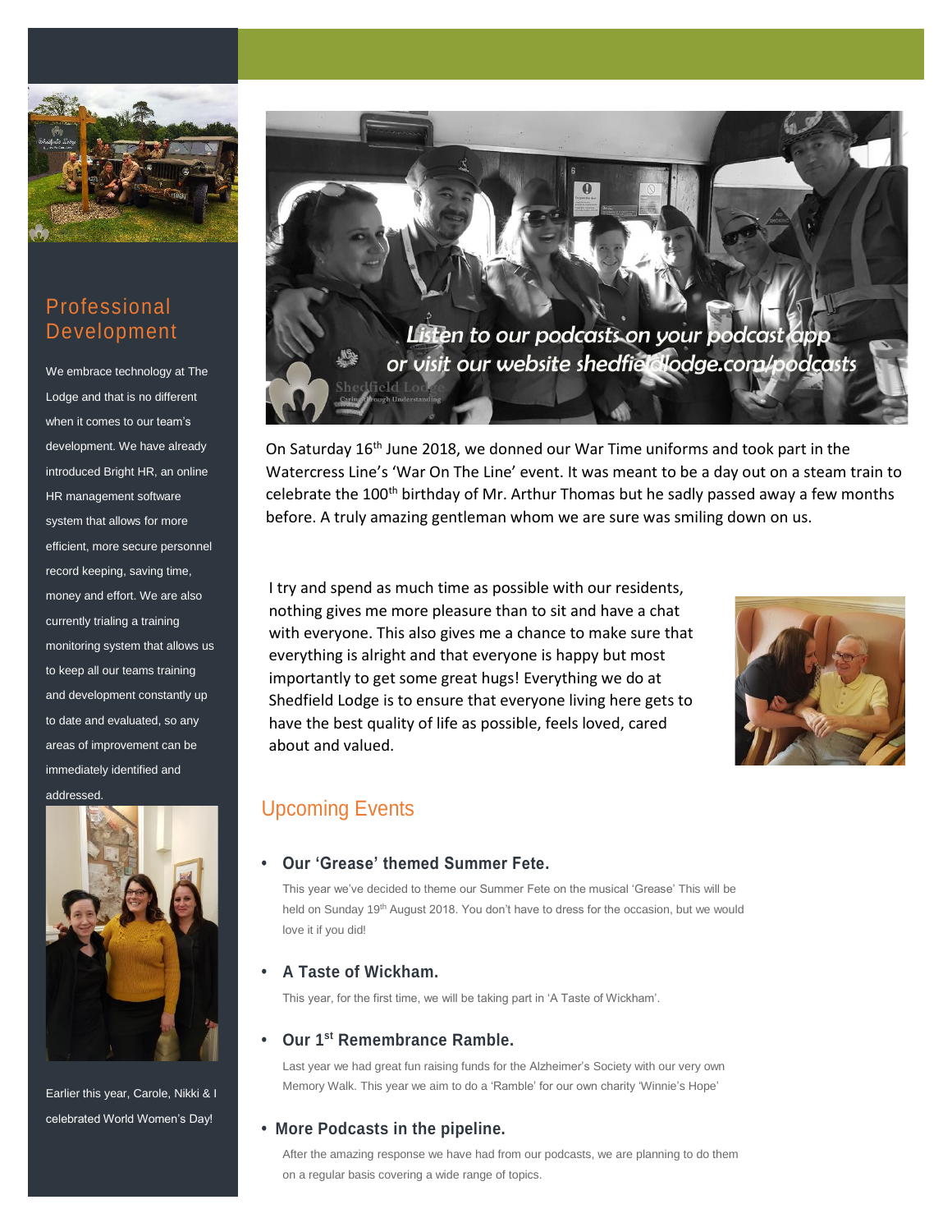## Professional Development

We embrace technology at The Lodge and that is no different when it comes to our team's development. We have already introduced Bright HR, an online HR management software system that allows for more efficient, more secure personnel record keeping, saving time, money and effort. We are also currently trialing a training monitoring system that allows us to keep all our teams training and development constantly up to date and evaluated, so any areas of improvement can be immediately identified and addressed.

Earlier this year, Carole, Nikki & I celebrated World Women's Day!

*Listen to our podcasts on your podcast app or visit our website shedfieldlodge.com/podcasts*

On Saturday 16th June 2018, we donned our War Time uniforms and took part in the Watercress Line's 'War On The Line' event. It was meant to be a day out on a steam train to celebrate the 100th birthday of Mr. Arthur Thomas but he sadly passed away a few months before. A truly amazing gentleman whom we are sure was smiling down on us.

I try and spend as much time as possible with our residents, nothing gives me more pleasure than to sit and have a chat with everyone. This also gives me a chance to make sure that everything is alright and that everyone is happy but most importantly to get some great hugs! Everything we do at Shedfield Lodge is to ensure that everyone living here gets to have the best quality of life as possible, feels loved, cared about and valued.

## Upcoming Events

- **Our 'Grease' themed Summer Fete.**

  This year we've decided to theme our Summer Fete on the musical 'Grease' This will be held on Sunday 19th August 2018. You don't have to dress for the occasion, but we would love it if you did!

- **A Taste of Wickham.**

  This year, for the first time, we will be taking part in 'A Taste of Wickham'.

- **Our 1st Remembrance Ramble.**

  Last year we had great fun raising funds for the Alzheimer's Society with our very own Memory Walk. This year we aim to do a 'Ramble' for our own charity 'Winnie's Hope'

- **More Podcasts in the pipeline.**

  After the amazing response we have had from our podcasts, we are planning to do them on a regular basis covering a wide range of topics.